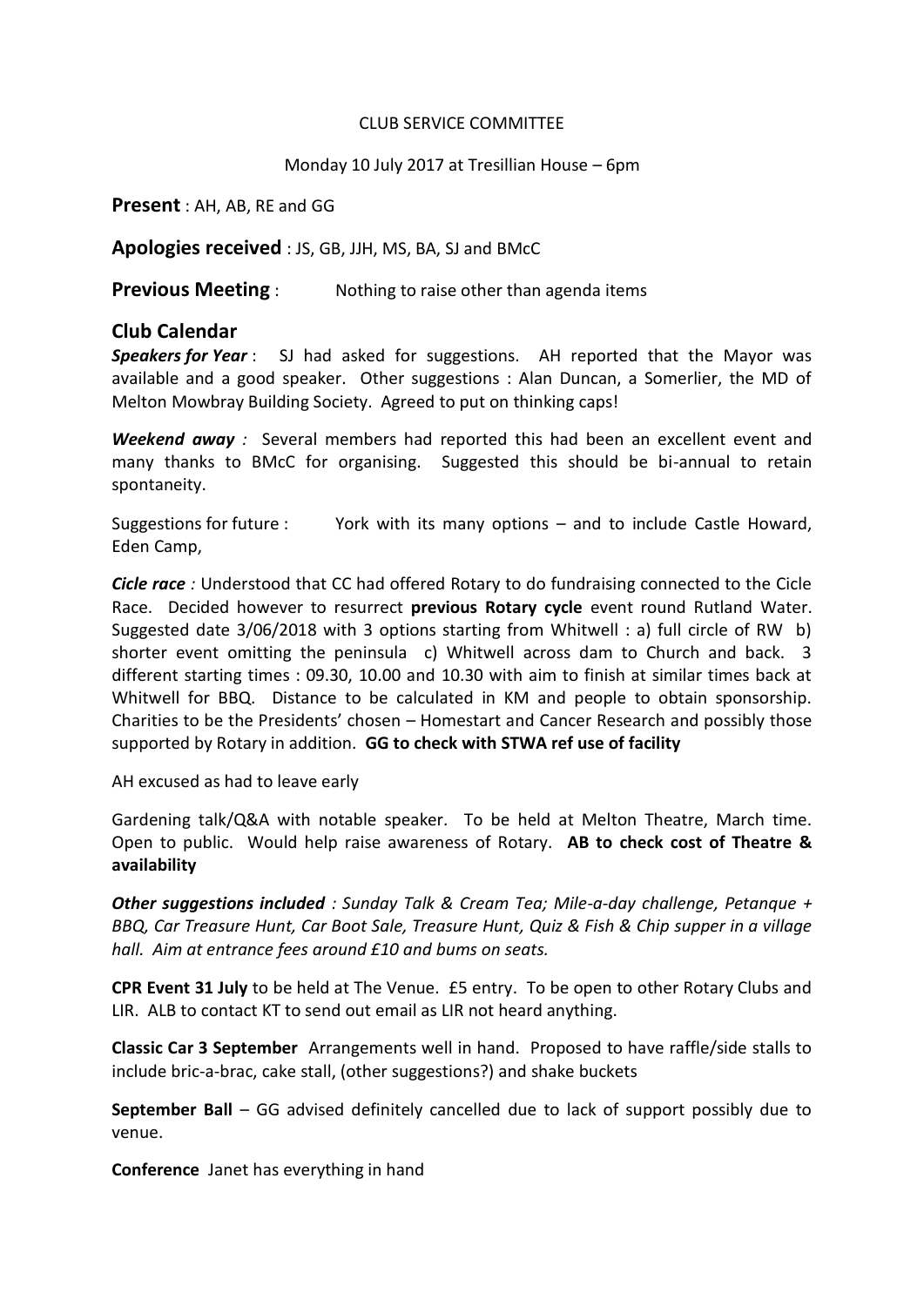CLUB SERVICE COMMITTEE

Monday 10 July 2017 at Tresillian House – 6pm

**Present** : AH, AB, RE and GG

**Apologies received** : JS, GB, JJH, MS, BA, SJ and BMcC

**Previous Meeting** : Nothing to raise other than agenda items

## Club Calendar

***Speakers for Year*** : SJ had asked for suggestions. AH reported that the Mayor was available and a good speaker. Other suggestions : Alan Duncan, a Somerlier, the MD of Melton Mowbray Building Society. Agreed to put on thinking caps!

***Weekend away*** *:* Several members had reported this had been an excellent event and many thanks to BMcC for organising. Suggested this should be bi-annual to retain spontaneity.

Suggestions for future : York with its many options – and to include Castle Howard, Eden Camp,

***Cicle race*** *:* Understood that CC had offered Rotary to do fundraising connected to the Cicle Race. Decided however to resurrect **previous Rotary cycle** event round Rutland Water. Suggested date 3/06/2018 with 3 options starting from Whitwell : a) full circle of RW b) shorter event omitting the peninsula c) Whitwell across dam to Church and back. 3 different starting times : 09.30, 10.00 and 10.30 with aim to finish at similar times back at Whitwell for BBQ. Distance to be calculated in KM and people to obtain sponsorship. Charities to be the Presidents' chosen – Homestart and Cancer Research and possibly those supported by Rotary in addition. **GG to check with STWA ref use of facility**

AH excused as had to leave early

Gardening talk/Q&A with notable speaker. To be held at Melton Theatre, March time. Open to public. Would help raise awareness of Rotary. **AB to check cost of Theatre & availability**

***Other suggestions included*** *: Sunday Talk & Cream Tea; Mile-a-day challenge, Petanque + BBQ, Car Treasure Hunt, Car Boot Sale, Treasure Hunt, Quiz & Fish & Chip supper in a village hall. Aim at entrance fees around £10 and bums on seats.*

**CPR Event 31 July** to be held at The Venue. £5 entry. To be open to other Rotary Clubs and LIR. ALB to contact KT to send out email as LIR not heard anything.

**Classic Car 3 September** Arrangements well in hand. Proposed to have raffle/side stalls to include bric-a-brac, cake stall, (other suggestions?) and shake buckets

**September Ball** – GG advised definitely cancelled due to lack of support possibly due to venue.

**Conference** Janet has everything in hand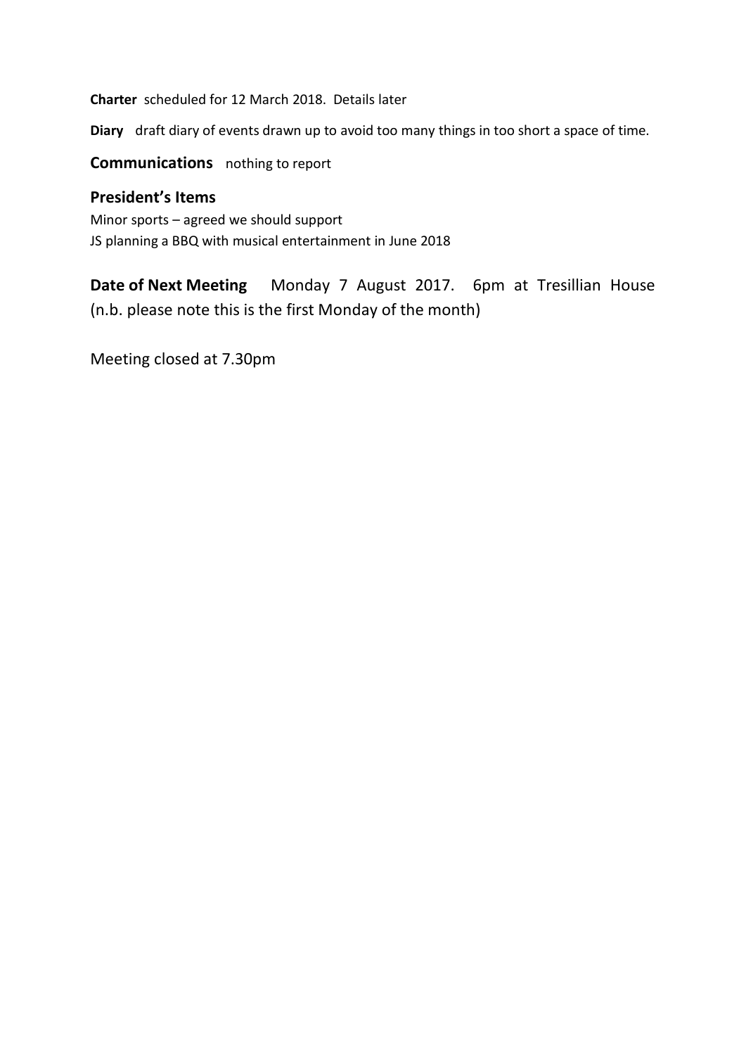**Charter** scheduled for 12 March 2018. Details later

**Diary** draft diary of events drawn up to avoid too many things in too short a space of time.

**Communications** nothing to report

**President's Items**

Minor sports – agreed we should support
JS planning a BBQ with musical entertainment in June 2018

**Date of Next Meeting** Monday 7 August 2017. 6pm at Tresillian House (n.b. please note this is the first Monday of the month)

Meeting closed at 7.30pm